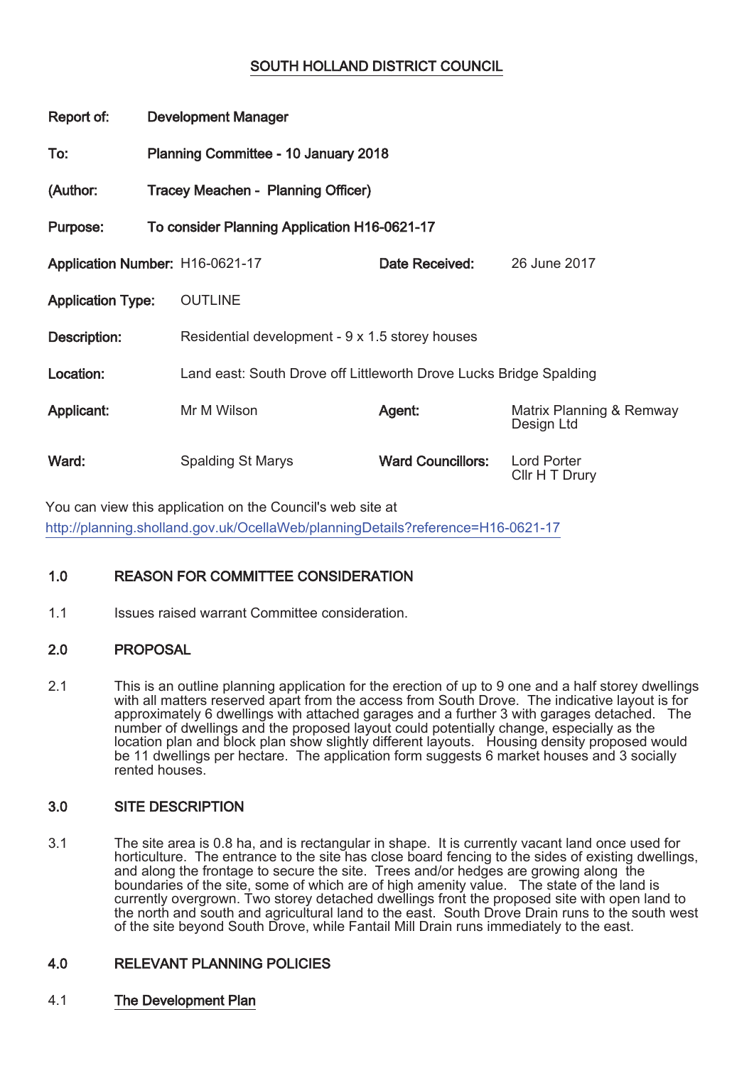# SOUTH HOLLAND DISTRICT COUNCIL

**Report of:** Development Manager

**To:** Planning Committee - 10 January 2018

**(Author:** Tracey Meachen - Planning Officer)

**Purpose:** To consider Planning Application H16-0621-17

| | | | |
|---|---|---|---|
| **Application Number:** | H16-0621-17 | **Date Received:** | 26 June 2017 |
| **Application Type:** | OUTLINE | | |
| **Description:** | Residential development - 9 x 1.5 storey houses | | |
| **Location:** | Land east: South Drove off Littleworth Drove Lucks Bridge Spalding | | |
| **Applicant:** | Mr M Wilson | **Agent:** | Matrix Planning & Remway Design Ltd |
| **Ward:** | Spalding St Marys | **Ward Councillors:** | Lord Porter<br>Cllr H T Drury |

You can view this application on the Council's web site at
http://planning.sholland.gov.uk/OcellaWeb/planningDetails?reference=H16-0621-17

## 1.0 REASON FOR COMMITTEE CONSIDERATION

1.1 Issues raised warrant Committee consideration.

## 2.0 PROPOSAL

2.1 This is an outline planning application for the erection of up to 9 one and a half storey dwellings with all matters reserved apart from the access from South Drove. The indicative layout is for approximately 6 dwellings with attached garages and a further 3 with garages detached. The number of dwellings and the proposed layout could potentially change, especially as the location plan and block plan show slightly different layouts. Housing density proposed would be 11 dwellings per hectare. The application form suggests 6 market houses and 3 socially rented houses.

## 3.0 SITE DESCRIPTION

3.1 The site area is 0.8 ha, and is rectangular in shape. It is currently vacant land once used for horticulture. The entrance to the site has close board fencing to the sides of existing dwellings, and along the frontage to secure the site. Trees and/or hedges are growing along the boundaries of the site, some of which are of high amenity value. The state of the land is currently overgrown. Two storey detached dwellings front the proposed site with open land to the north and south and agricultural land to the east. South Drove Drain runs to the south west of the site beyond South Drove, while Fantail Mill Drain runs immediately to the east.

## 4.0 RELEVANT PLANNING POLICIES

4.1 <u>The Development Plan</u>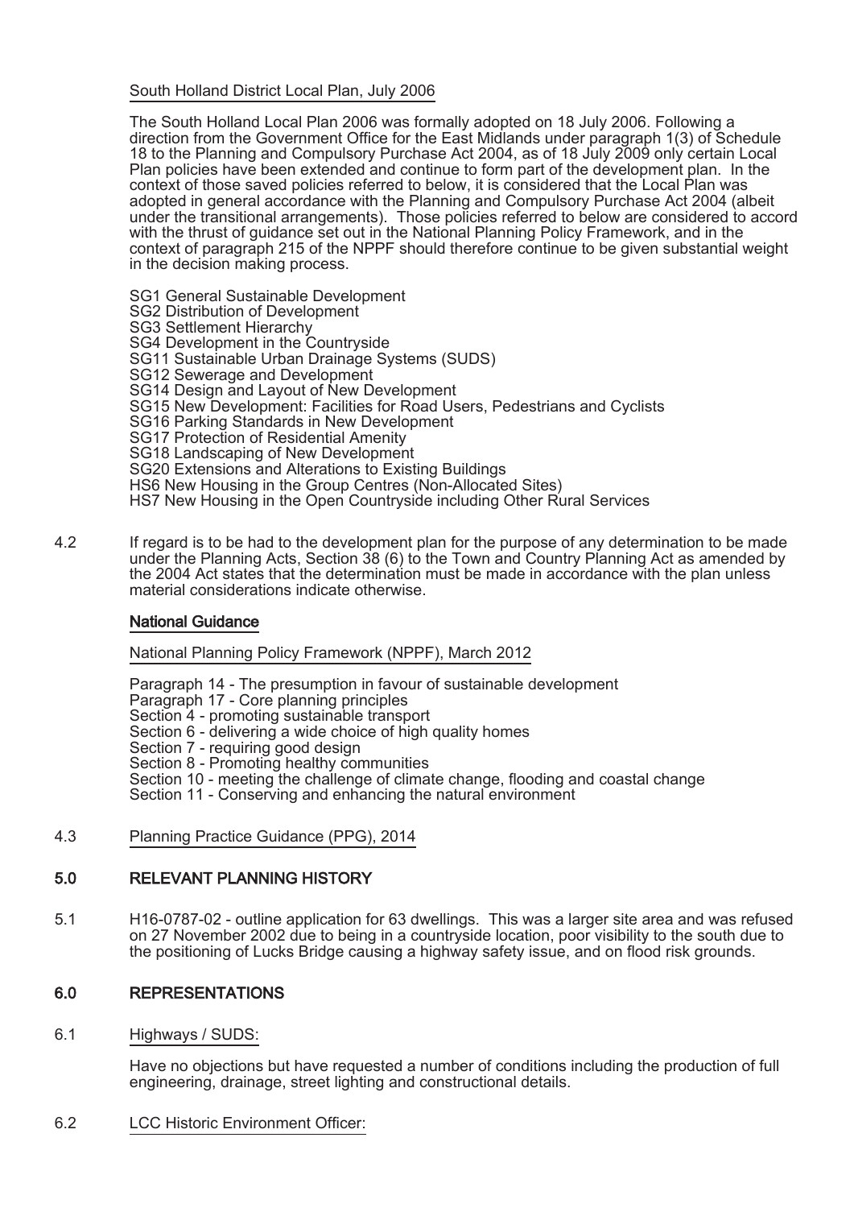South Holland District Local Plan, July 2006

The South Holland Local Plan 2006 was formally adopted on 18 July 2006. Following a direction from the Government Office for the East Midlands under paragraph 1(3) of Schedule 18 to the Planning and Compulsory Purchase Act 2004, as of 18 July 2009 only certain Local Plan policies have been extended and continue to form part of the development plan. In the context of those saved policies referred to below, it is considered that the Local Plan was adopted in general accordance with the Planning and Compulsory Purchase Act 2004 (albeit under the transitional arrangements). Those policies referred to below are considered to accord with the thrust of guidance set out in the National Planning Policy Framework, and in the context of paragraph 215 of the NPPF should therefore continue to be given substantial weight in the decision making process.

SG1 General Sustainable Development
SG2 Distribution of Development
SG3 Settlement Hierarchy
SG4 Development in the Countryside
SG11 Sustainable Urban Drainage Systems (SUDS)
SG12 Sewerage and Development
SG14 Design and Layout of New Development
SG15 New Development: Facilities for Road Users, Pedestrians and Cyclists
SG16 Parking Standards in New Development
SG17 Protection of Residential Amenity
SG18 Landscaping of New Development
SG20 Extensions and Alterations to Existing Buildings
HS6 New Housing in the Group Centres (Non-Allocated Sites)
HS7 New Housing in the Open Countryside including Other Rural Services

4.2 If regard is to be had to the development plan for the purpose of any determination to be made under the Planning Acts, Section 38 (6) to the Town and Country Planning Act as amended by the 2004 Act states that the determination must be made in accordance with the plan unless material considerations indicate otherwise.

**National Guidance**

National Planning Policy Framework (NPPF), March 2012

Paragraph 14 - The presumption in favour of sustainable development
Paragraph 17 - Core planning principles
Section 4 - promoting sustainable transport
Section 6 - delivering a wide choice of high quality homes
Section 7 - requiring good design
Section 8 - Promoting healthy communities
Section 10 - meeting the challenge of climate change, flooding and coastal change
Section 11 - Conserving and enhancing the natural environment

4.3 Planning Practice Guidance (PPG), 2014

## 5.0 RELEVANT PLANNING HISTORY

5.1 H16-0787-02 - outline application for 63 dwellings. This was a larger site area and was refused on 27 November 2002 due to being in a countryside location, poor visibility to the south due to the positioning of Lucks Bridge causing a highway safety issue, and on flood risk grounds.

## 6.0 REPRESENTATIONS

6.1 Highways / SUDS:

Have no objections but have requested a number of conditions including the production of full engineering, drainage, street lighting and constructional details.

6.2 LCC Historic Environment Officer: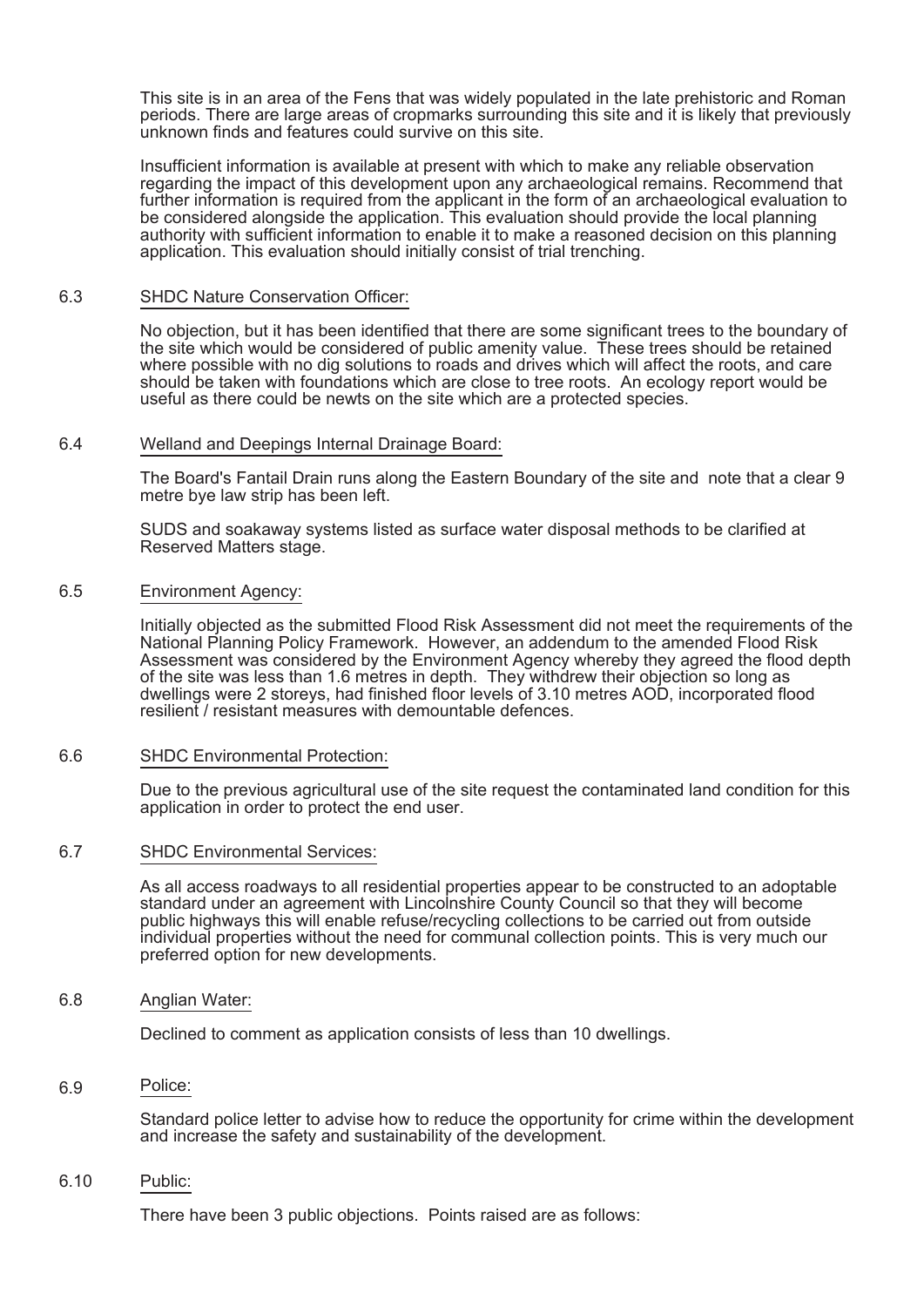This site is in an area of the Fens that was widely populated in the late prehistoric and Roman periods. There are large areas of cropmarks surrounding this site and it is likely that previously unknown finds and features could survive on this site.

Insufficient information is available at present with which to make any reliable observation regarding the impact of this development upon any archaeological remains. Recommend that further information is required from the applicant in the form of an archaeological evaluation to be considered alongside the application. This evaluation should provide the local planning authority with sufficient information to enable it to make a reasoned decision on this planning application. This evaluation should initially consist of trial trenching.

6.3 SHDC Nature Conservation Officer:

No objection, but it has been identified that there are some significant trees to the boundary of the site which would be considered of public amenity value. These trees should be retained where possible with no dig solutions to roads and drives which will affect the roots, and care should be taken with foundations which are close to tree roots. An ecology report would be useful as there could be newts on the site which are a protected species.

6.4 Welland and Deepings Internal Drainage Board:

The Board's Fantail Drain runs along the Eastern Boundary of the site and note that a clear 9 metre bye law strip has been left.

SUDS and soakaway systems listed as surface water disposal methods to be clarified at Reserved Matters stage.

6.5 Environment Agency:

Initially objected as the submitted Flood Risk Assessment did not meet the requirements of the National Planning Policy Framework. However, an addendum to the amended Flood Risk Assessment was considered by the Environment Agency whereby they agreed the flood depth of the site was less than 1.6 metres in depth. They withdrew their objection so long as dwellings were 2 storeys, had finished floor levels of 3.10 metres AOD, incorporated flood resilient / resistant measures with demountable defences.

6.6 SHDC Environmental Protection:

Due to the previous agricultural use of the site request the contaminated land condition for this application in order to protect the end user.

6.7 SHDC Environmental Services:

As all access roadways to all residential properties appear to be constructed to an adoptable standard under an agreement with Lincolnshire County Council so that they will become public highways this will enable refuse/recycling collections to be carried out from outside individual properties without the need for communal collection points. This is very much our preferred option for new developments.

6.8 Anglian Water:

Declined to comment as application consists of less than 10 dwellings.

6.9 Police:

Standard police letter to advise how to reduce the opportunity for crime within the development and increase the safety and sustainability of the development.

6.10 Public:

There have been 3 public objections. Points raised are as follows: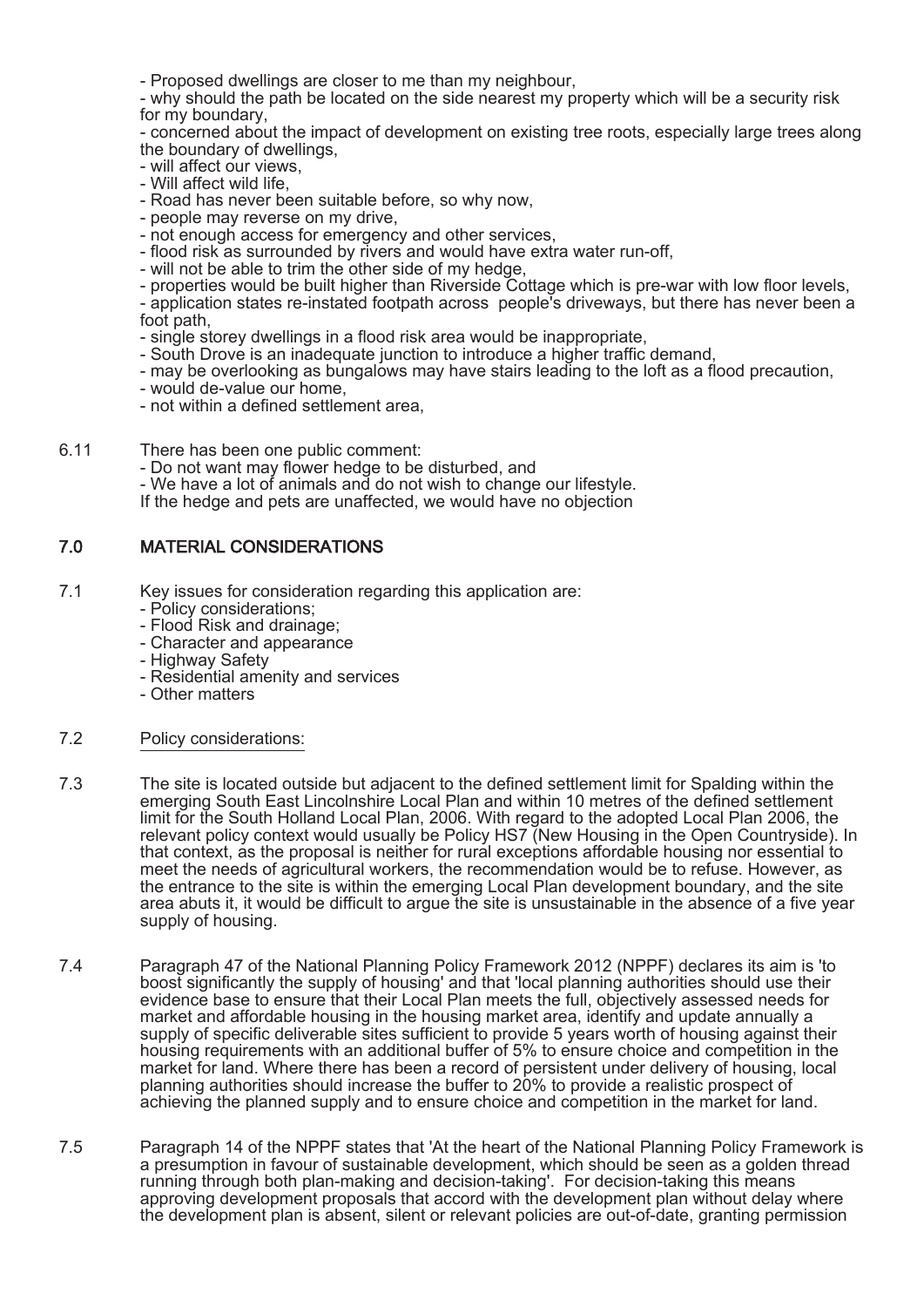- Proposed dwellings are closer to me than my neighbour,
- why should the path be located on the side nearest my property which will be a security risk for my boundary,
- concerned about the impact of development on existing tree roots, especially large trees along the boundary of dwellings,
- will affect our views,
- Will affect wild life,
- Road has never been suitable before, so why now,
- people may reverse on my drive,
- not enough access for emergency and other services,
- flood risk as surrounded by rivers and would have extra water run-off,
- will not be able to trim the other side of my hedge,
- properties would be built higher than Riverside Cottage which is pre-war with low floor levels,
- application states re-instated footpath across people's driveways, but there has never been a foot path,
- single storey dwellings in a flood risk area would be inappropriate,
- South Drove is an inadequate junction to introduce a higher traffic demand,
- may be overlooking as bungalows may have stairs leading to the loft as a flood precaution,
- would de-value our home,
- not within a defined settlement area,

6.11 There has been one public comment:
- Do not want may flower hedge to be disturbed, and
- We have a lot of animals and do not wish to change our lifestyle.

If the hedge and pets are unaffected, we would have no objection

## 7.0 MATERIAL CONSIDERATIONS

7.1 Key issues for consideration regarding this application are:
- Policy considerations;
- Flood Risk and drainage;
- Character and appearance
- Highway Safety
- Residential amenity and services
- Other matters

7.2 Policy considerations:

7.3 The site is located outside but adjacent to the defined settlement limit for Spalding within the emerging South East Lincolnshire Local Plan and within 10 metres of the defined settlement limit for the South Holland Local Plan, 2006. With regard to the adopted Local Plan 2006, the relevant policy context would usually be Policy HS7 (New Housing in the Open Countryside). In that context, as the proposal is neither for rural exceptions affordable housing nor essential to meet the needs of agricultural workers, the recommendation would be to refuse. However, as the entrance to the site is within the emerging Local Plan development boundary, and the site area abuts it, it would be difficult to argue the site is unsustainable in the absence of a five year supply of housing.

7.4 Paragraph 47 of the National Planning Policy Framework 2012 (NPPF) declares its aim is 'to boost significantly the supply of housing' and that 'local planning authorities should use their evidence base to ensure that their Local Plan meets the full, objectively assessed needs for market and affordable housing in the housing market area, identify and update annually a supply of specific deliverable sites sufficient to provide 5 years worth of housing against their housing requirements with an additional buffer of 5% to ensure choice and competition in the market for land. Where there has been a record of persistent under delivery of housing, local planning authorities should increase the buffer to 20% to provide a realistic prospect of achieving the planned supply and to ensure choice and competition in the market for land.

7.5 Paragraph 14 of the NPPF states that 'At the heart of the National Planning Policy Framework is a presumption in favour of sustainable development, which should be seen as a golden thread running through both plan-making and decision-taking'. For decision-taking this means approving development proposals that accord with the development plan without delay where the development plan is absent, silent or relevant policies are out-of-date, granting permission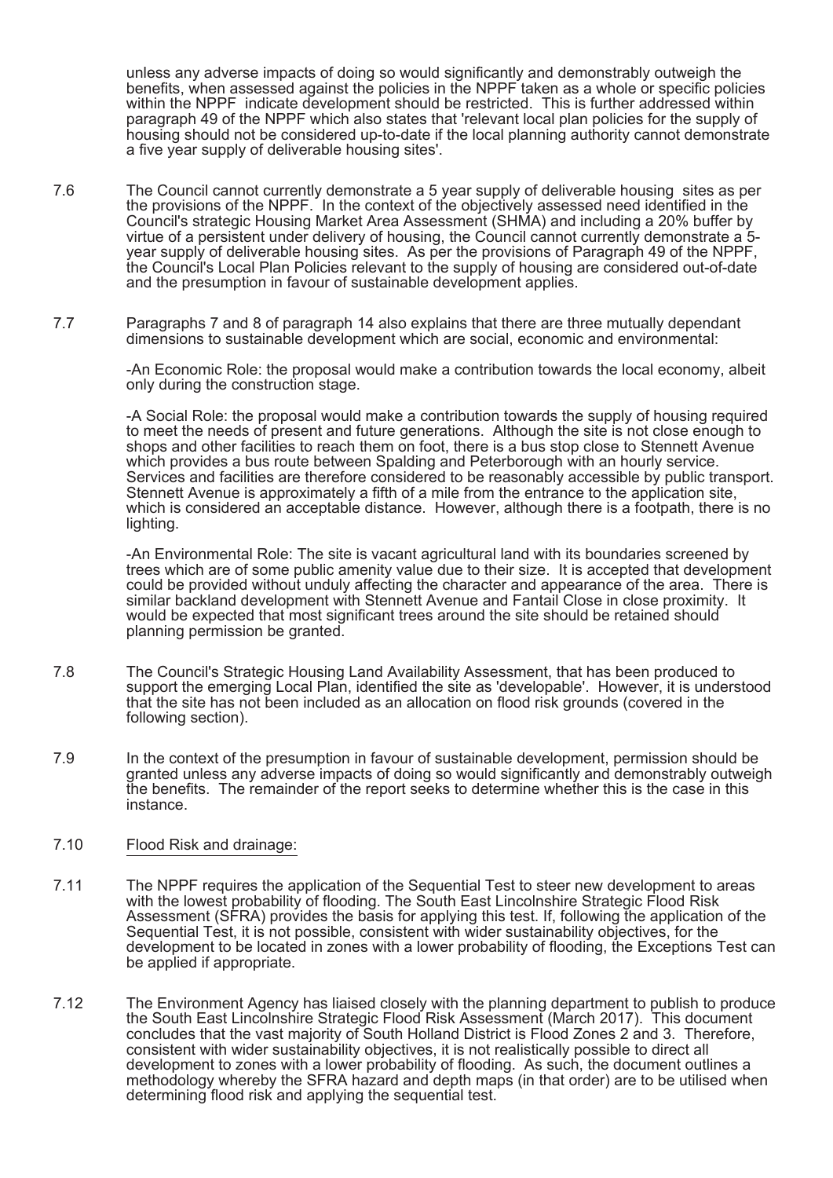unless any adverse impacts of doing so would significantly and demonstrably outweigh the benefits, when assessed against the policies in the NPPF taken as a whole or specific policies within the NPPF indicate development should be restricted. This is further addressed within paragraph 49 of the NPPF which also states that 'relevant local plan policies for the supply of housing should not be considered up-to-date if the local planning authority cannot demonstrate a five year supply of deliverable housing sites'.

7.6 The Council cannot currently demonstrate a 5 year supply of deliverable housing sites as per the provisions of the NPPF. In the context of the objectively assessed need identified in the Council's strategic Housing Market Area Assessment (SHMA) and including a 20% buffer by virtue of a persistent under delivery of housing, the Council cannot currently demonstrate a 5-year supply of deliverable housing sites. As per the provisions of Paragraph 49 of the NPPF, the Council's Local Plan Policies relevant to the supply of housing are considered out-of-date and the presumption in favour of sustainable development applies.

7.7 Paragraphs 7 and 8 of paragraph 14 also explains that there are three mutually dependant dimensions to sustainable development which are social, economic and environmental:

-An Economic Role: the proposal would make a contribution towards the local economy, albeit only during the construction stage.

-A Social Role: the proposal would make a contribution towards the supply of housing required to meet the needs of present and future generations. Although the site is not close enough to shops and other facilities to reach them on foot, there is a bus stop close to Stennett Avenue which provides a bus route between Spalding and Peterborough with an hourly service. Services and facilities are therefore considered to be reasonably accessible by public transport. Stennett Avenue is approximately a fifth of a mile from the entrance to the application site, which is considered an acceptable distance. However, although there is a footpath, there is no lighting.

-An Environmental Role: The site is vacant agricultural land with its boundaries screened by trees which are of some public amenity value due to their size. It is accepted that development could be provided without unduly affecting the character and appearance of the area. There is similar backland development with Stennett Avenue and Fantail Close in close proximity. It would be expected that most significant trees around the site should be retained should planning permission be granted.

7.8 The Council's Strategic Housing Land Availability Assessment, that has been produced to support the emerging Local Plan, identified the site as 'developable'. However, it is understood that the site has not been included as an allocation on flood risk grounds (covered in the following section).

7.9 In the context of the presumption in favour of sustainable development, permission should be granted unless any adverse impacts of doing so would significantly and demonstrably outweigh the benefits. The remainder of the report seeks to determine whether this is the case in this instance.

7.10 Flood Risk and drainage:

7.11 The NPPF requires the application of the Sequential Test to steer new development to areas with the lowest probability of flooding. The South East Lincolnshire Strategic Flood Risk Assessment (SFRA) provides the basis for applying this test. If, following the application of the Sequential Test, it is not possible, consistent with wider sustainability objectives, for the development to be located in zones with a lower probability of flooding, the Exceptions Test can be applied if appropriate.

7.12 The Environment Agency has liaised closely with the planning department to publish to produce the South East Lincolnshire Strategic Flood Risk Assessment (March 2017). This document concludes that the vast majority of South Holland District is Flood Zones 2 and 3. Therefore, consistent with wider sustainability objectives, it is not realistically possible to direct all development to zones with a lower probability of flooding. As such, the document outlines a methodology whereby the SFRA hazard and depth maps (in that order) are to be utilised when determining flood risk and applying the sequential test.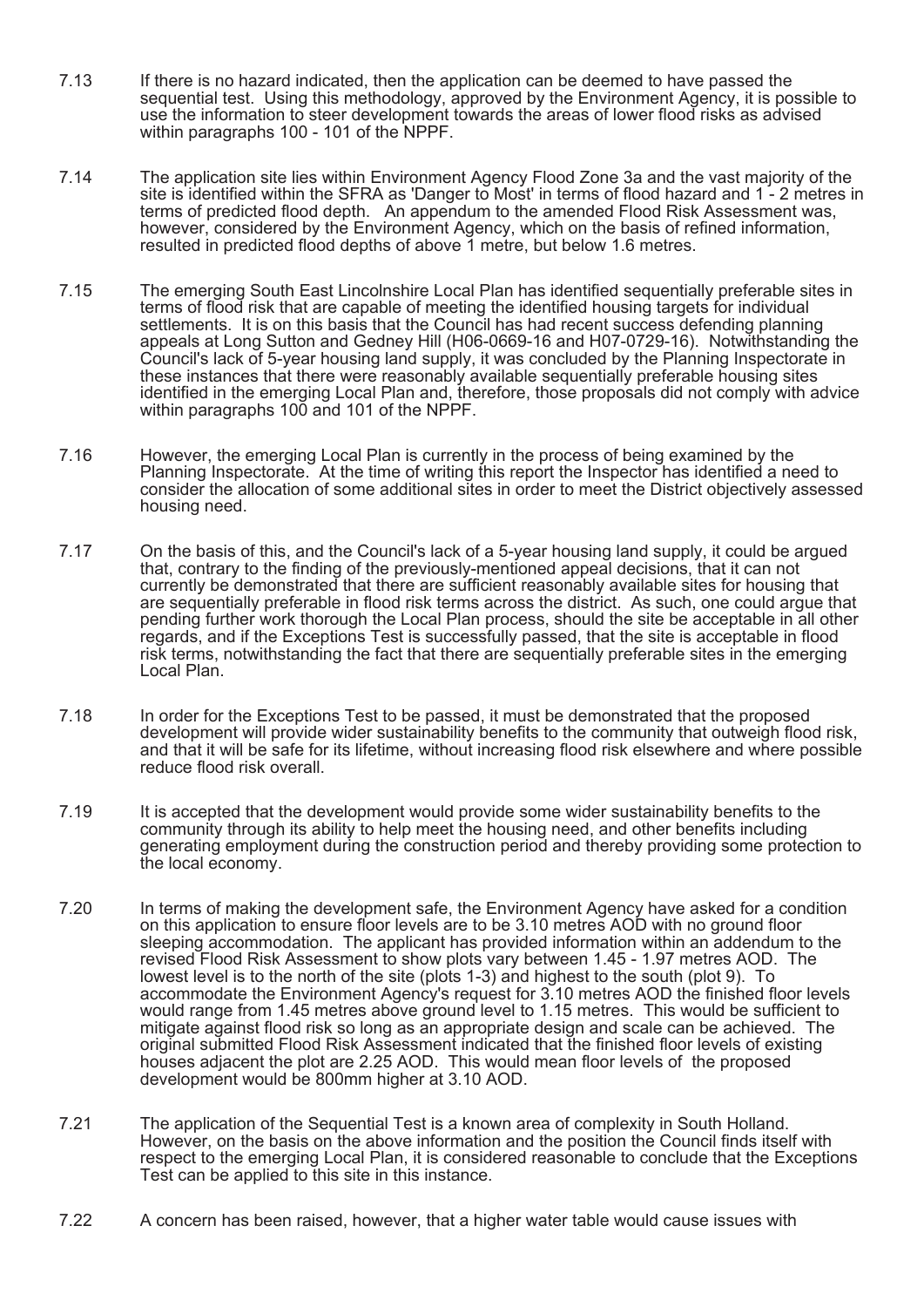7.13 If there is no hazard indicated, then the application can be deemed to have passed the sequential test. Using this methodology, approved by the Environment Agency, it is possible to use the information to steer development towards the areas of lower flood risks as advised within paragraphs 100 - 101 of the NPPF.

7.14 The application site lies within Environment Agency Flood Zone 3a and the vast majority of the site is identified within the SFRA as 'Danger to Most' in terms of flood hazard and 1 - 2 metres in terms of predicted flood depth. An appendum to the amended Flood Risk Assessment was, however, considered by the Environment Agency, which on the basis of refined information, resulted in predicted flood depths of above 1 metre, but below 1.6 metres.

7.15 The emerging South East Lincolnshire Local Plan has identified sequentially preferable sites in terms of flood risk that are capable of meeting the identified housing targets for individual settlements. It is on this basis that the Council has had recent success defending planning appeals at Long Sutton and Gedney Hill (H06-0669-16 and H07-0729-16). Notwithstanding the Council's lack of 5-year housing land supply, it was concluded by the Planning Inspectorate in these instances that there were reasonably available sequentially preferable housing sites identified in the emerging Local Plan and, therefore, those proposals did not comply with advice within paragraphs 100 and 101 of the NPPF.

7.16 However, the emerging Local Plan is currently in the process of being examined by the Planning Inspectorate. At the time of writing this report the Inspector has identified a need to consider the allocation of some additional sites in order to meet the District objectively assessed housing need.

7.17 On the basis of this, and the Council's lack of a 5-year housing land supply, it could be argued that, contrary to the finding of the previously-mentioned appeal decisions, that it can not currently be demonstrated that there are sufficient reasonably available sites for housing that are sequentially preferable in flood risk terms across the district. As such, one could argue that pending further work thorough the Local Plan process, should the site be acceptable in all other regards, and if the Exceptions Test is successfully passed, that the site is acceptable in flood risk terms, notwithstanding the fact that there are sequentially preferable sites in the emerging Local Plan.

7.18 In order for the Exceptions Test to be passed, it must be demonstrated that the proposed development will provide wider sustainability benefits to the community that outweigh flood risk, and that it will be safe for its lifetime, without increasing flood risk elsewhere and where possible reduce flood risk overall.

7.19 It is accepted that the development would provide some wider sustainability benefits to the community through its ability to help meet the housing need, and other benefits including generating employment during the construction period and thereby providing some protection to the local economy.

7.20 In terms of making the development safe, the Environment Agency have asked for a condition on this application to ensure floor levels are to be 3.10 metres AOD with no ground floor sleeping accommodation. The applicant has provided information within an addendum to the revised Flood Risk Assessment to show plots vary between 1.45 - 1.97 metres AOD. The lowest level is to the north of the site (plots 1-3) and highest to the south (plot 9). To accommodate the Environment Agency's request for 3.10 metres AOD the finished floor levels would range from 1.45 metres above ground level to 1.15 metres. This would be sufficient to mitigate against flood risk so long as an appropriate design and scale can be achieved. The original submitted Flood Risk Assessment indicated that the finished floor levels of existing houses adjacent the plot are 2.25 AOD. This would mean floor levels of the proposed development would be 800mm higher at 3.10 AOD.

7.21 The application of the Sequential Test is a known area of complexity in South Holland. However, on the basis on the above information and the position the Council finds itself with respect to the emerging Local Plan, it is considered reasonable to conclude that the Exceptions Test can be applied to this site in this instance.

7.22 A concern has been raised, however, that a higher water table would cause issues with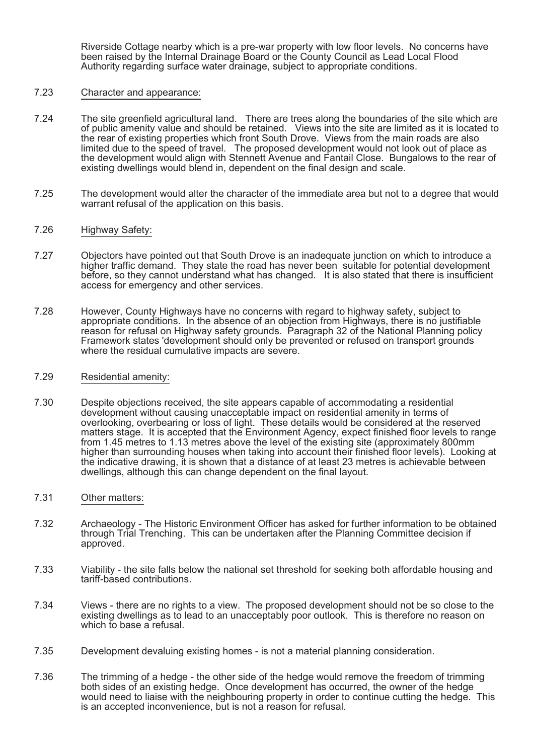Riverside Cottage nearby which is a pre-war property with low floor levels. No concerns have been raised by the Internal Drainage Board or the County Council as Lead Local Flood Authority regarding surface water drainage, subject to appropriate conditions.

7.23 Character and appearance:

7.24 The site greenfield agricultural land. There are trees along the boundaries of the site which are of public amenity value and should be retained. Views into the site are limited as it is located to the rear of existing properties which front South Drove. Views from the main roads are also limited due to the speed of travel. The proposed development would not look out of place as the development would align with Stennett Avenue and Fantail Close. Bungalows to the rear of existing dwellings would blend in, dependent on the final design and scale.

7.25 The development would alter the character of the immediate area but not to a degree that would warrant refusal of the application on this basis.

7.26 Highway Safety:

7.27 Objectors have pointed out that South Drove is an inadequate junction on which to introduce a higher traffic demand. They state the road has never been suitable for potential development before, so they cannot understand what has changed. It is also stated that there is insufficient access for emergency and other services.

7.28 However, County Highways have no concerns with regard to highway safety, subject to appropriate conditions. In the absence of an objection from Highways, there is no justifiable reason for refusal on Highway safety grounds. Paragraph 32 of the National Planning policy Framework states 'development should only be prevented or refused on transport grounds where the residual cumulative impacts are severe.

7.29 Residential amenity:

7.30 Despite objections received, the site appears capable of accommodating a residential development without causing unacceptable impact on residential amenity in terms of overlooking, overbearing or loss of light. These details would be considered at the reserved matters stage. It is accepted that the Environment Agency, expect finished floor levels to range from 1.45 metres to 1.13 metres above the level of the existing site (approximately 800mm higher than surrounding houses when taking into account their finished floor levels). Looking at the indicative drawing, it is shown that a distance of at least 23 metres is achievable between dwellings, although this can change dependent on the final layout.

7.31 Other matters:

7.32 Archaeology - The Historic Environment Officer has asked for further information to be obtained through Trial Trenching. This can be undertaken after the Planning Committee decision if approved.

7.33 Viability - the site falls below the national set threshold for seeking both affordable housing and tariff-based contributions.

7.34 Views - there are no rights to a view. The proposed development should not be so close to the existing dwellings as to lead to an unacceptably poor outlook. This is therefore no reason on which to base a refusal.

7.35 Development devaluing existing homes - is not a material planning consideration.

7.36 The trimming of a hedge - the other side of the hedge would remove the freedom of trimming both sides of an existing hedge. Once development has occurred, the owner of the hedge would need to liaise with the neighbouring property in order to continue cutting the hedge. This is an accepted inconvenience, but is not a reason for refusal.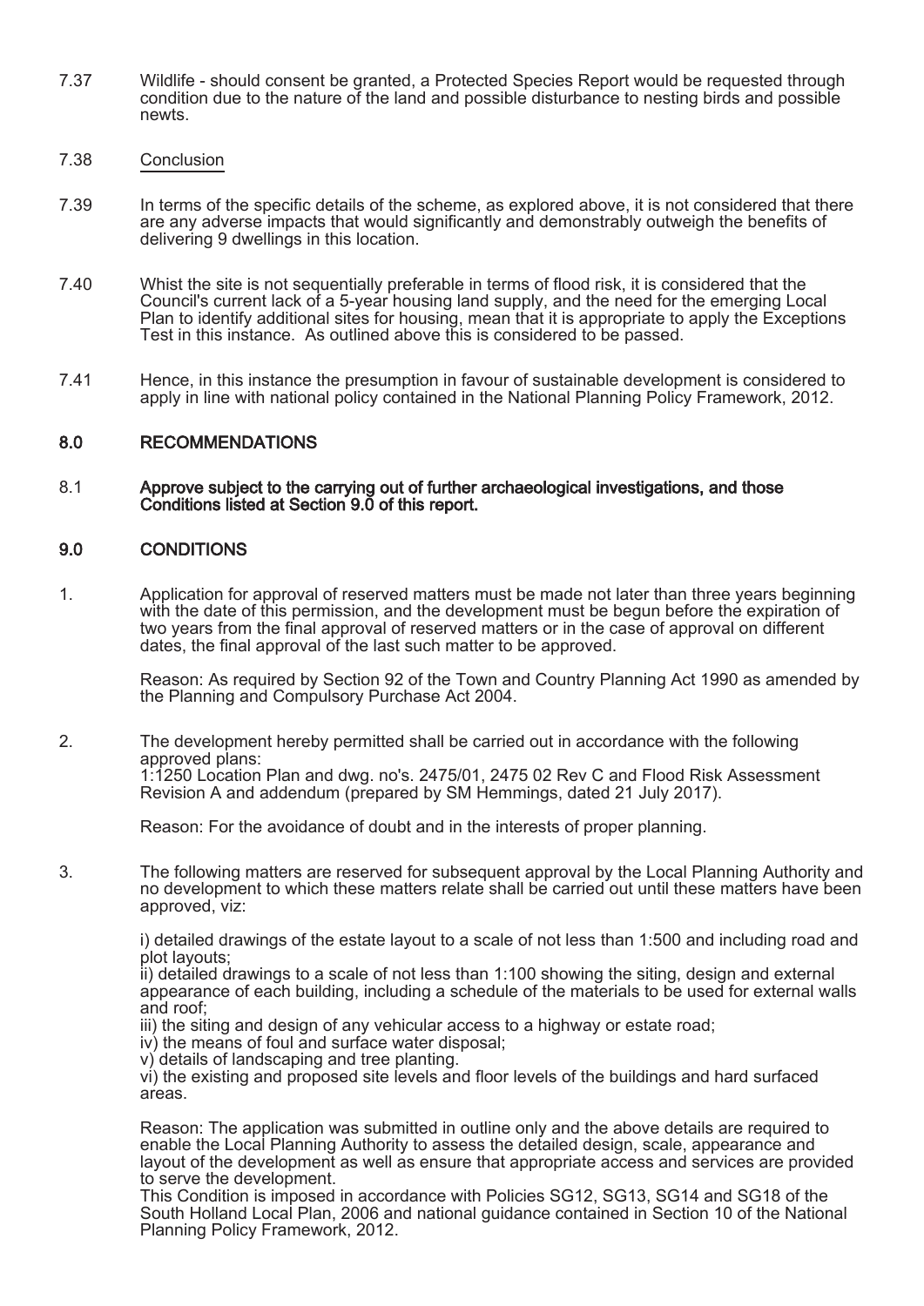7.37 Wildlife - should consent be granted, a Protected Species Report would be requested through condition due to the nature of the land and possible disturbance to nesting birds and possible newts.

7.38 Conclusion

7.39 In terms of the specific details of the scheme, as explored above, it is not considered that there are any adverse impacts that would significantly and demonstrably outweigh the benefits of delivering 9 dwellings in this location.

7.40 Whist the site is not sequentially preferable in terms of flood risk, it is considered that the Council's current lack of a 5-year housing land supply, and the need for the emerging Local Plan to identify additional sites for housing, mean that it is appropriate to apply the Exceptions Test in this instance. As outlined above this is considered to be passed.

7.41 Hence, in this instance the presumption in favour of sustainable development is considered to apply in line with national policy contained in the National Planning Policy Framework, 2012.

## 8.0 RECOMMENDATIONS

8.1 **Approve subject to the carrying out of further archaeological investigations, and those Conditions listed at Section 9.0 of this report.**

## 9.0 CONDITIONS

1. Application for approval of reserved matters must be made not later than three years beginning with the date of this permission, and the development must be begun before the expiration of two years from the final approval of reserved matters or in the case of approval on different dates, the final approval of the last such matter to be approved.

   Reason: As required by Section 92 of the Town and Country Planning Act 1990 as amended by the Planning and Compulsory Purchase Act 2004.

2. The development hereby permitted shall be carried out in accordance with the following approved plans:
   1:1250 Location Plan and dwg. no's. 2475/01, 2475 02 Rev C and Flood Risk Assessment Revision A and addendum (prepared by SM Hemmings, dated 21 July 2017).

   Reason: For the avoidance of doubt and in the interests of proper planning.

3. The following matters are reserved for subsequent approval by the Local Planning Authority and no development to which these matters relate shall be carried out until these matters have been approved, viz:

   i) detailed drawings of the estate layout to a scale of not less than 1:500 and including road and plot layouts;
   ii) detailed drawings to a scale of not less than 1:100 showing the siting, design and external appearance of each building, including a schedule of the materials to be used for external walls and roof;
   iii) the siting and design of any vehicular access to a highway or estate road;
   iv) the means of foul and surface water disposal;
   v) details of landscaping and tree planting.
   vi) the existing and proposed site levels and floor levels of the buildings and hard surfaced areas.

   Reason: The application was submitted in outline only and the above details are required to enable the Local Planning Authority to assess the detailed design, scale, appearance and layout of the development as well as ensure that appropriate access and services are provided to serve the development.
   This Condition is imposed in accordance with Policies SG12, SG13, SG14 and SG18 of the South Holland Local Plan, 2006 and national guidance contained in Section 10 of the National Planning Policy Framework, 2012.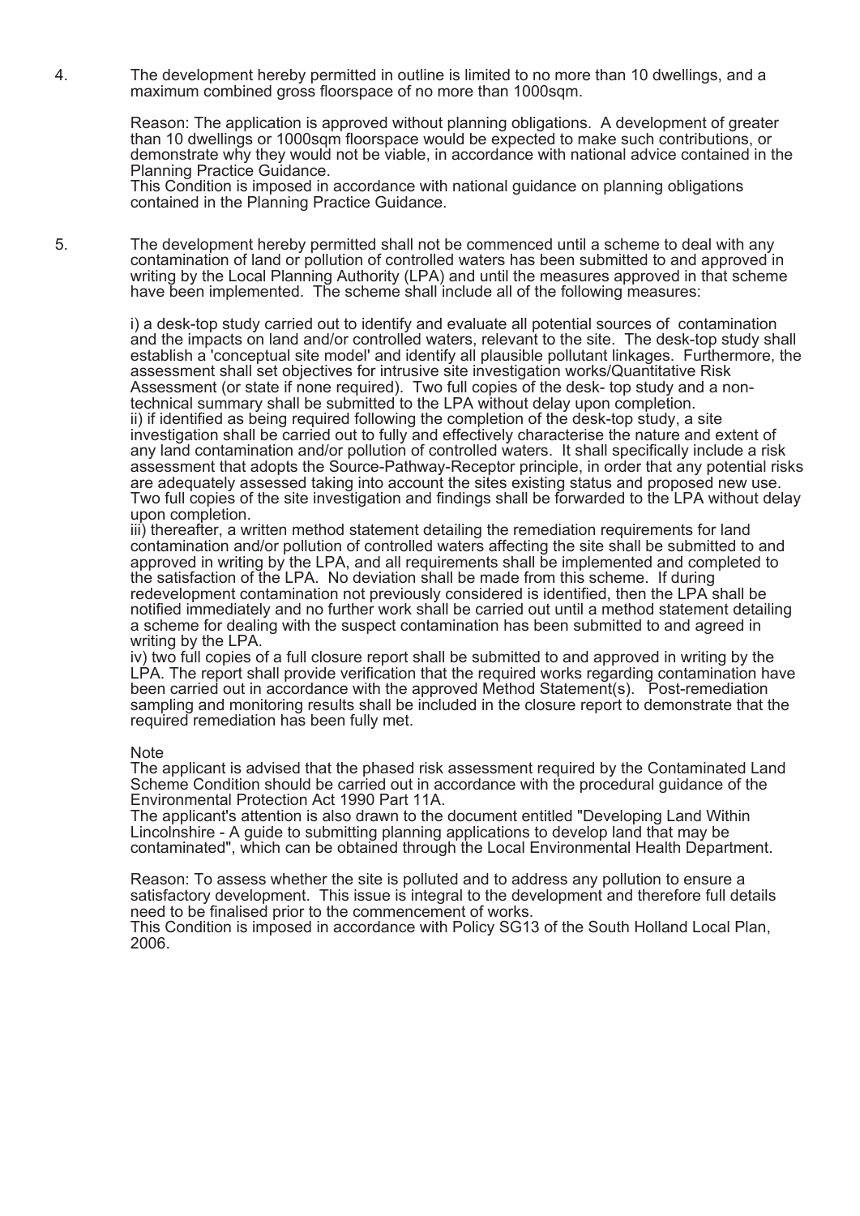4. The development hereby permitted in outline is limited to no more than 10 dwellings, and a maximum combined gross floorspace of no more than 1000sqm.

   Reason: The application is approved without planning obligations. A development of greater than 10 dwellings or 1000sqm floorspace would be expected to make such contributions, or demonstrate why they would not be viable, in accordance with national advice contained in the Planning Practice Guidance.
   This Condition is imposed in accordance with national guidance on planning obligations contained in the Planning Practice Guidance.

5. The development hereby permitted shall not be commenced until a scheme to deal with any contamination of land or pollution of controlled waters has been submitted to and approved in writing by the Local Planning Authority (LPA) and until the measures approved in that scheme have been implemented. The scheme shall include all of the following measures:

   i) a desk-top study carried out to identify and evaluate all potential sources of contamination and the impacts on land and/or controlled waters, relevant to the site. The desk-top study shall establish a 'conceptual site model' and identify all plausible pollutant linkages. Furthermore, the assessment shall set objectives for intrusive site investigation works/Quantitative Risk Assessment (or state if none required). Two full copies of the desk- top study and a non-technical summary shall be submitted to the LPA without delay upon completion.
   ii) if identified as being required following the completion of the desk-top study, a site investigation shall be carried out to fully and effectively characterise the nature and extent of any land contamination and/or pollution of controlled waters. It shall specifically include a risk assessment that adopts the Source-Pathway-Receptor principle, in order that any potential risks are adequately assessed taking into account the sites existing status and proposed new use. Two full copies of the site investigation and findings shall be forwarded to the LPA without delay upon completion.
   iii) thereafter, a written method statement detailing the remediation requirements for land contamination and/or pollution of controlled waters affecting the site shall be submitted to and approved in writing by the LPA, and all requirements shall be implemented and completed to the satisfaction of the LPA. No deviation shall be made from this scheme. If during redevelopment contamination not previously considered is identified, then the LPA shall be notified immediately and no further work shall be carried out until a method statement detailing a scheme for dealing with the suspect contamination has been submitted to and agreed in writing by the LPA.
   iv) two full copies of a full closure report shall be submitted to and approved in writing by the LPA. The report shall provide verification that the required works regarding contamination have been carried out in accordance with the approved Method Statement(s). Post-remediation sampling and monitoring results shall be included in the closure report to demonstrate that the required remediation has been fully met.

   Note
   The applicant is advised that the phased risk assessment required by the Contaminated Land Scheme Condition should be carried out in accordance with the procedural guidance of the Environmental Protection Act 1990 Part 11A.
   The applicant's attention is also drawn to the document entitled "Developing Land Within Lincolnshire - A guide to submitting planning applications to develop land that may be contaminated", which can be obtained through the Local Environmental Health Department.

   Reason: To assess whether the site is polluted and to address any pollution to ensure a satisfactory development. This issue is integral to the development and therefore full details need to be finalised prior to the commencement of works.
   This Condition is imposed in accordance with Policy SG13 of the South Holland Local Plan, 2006.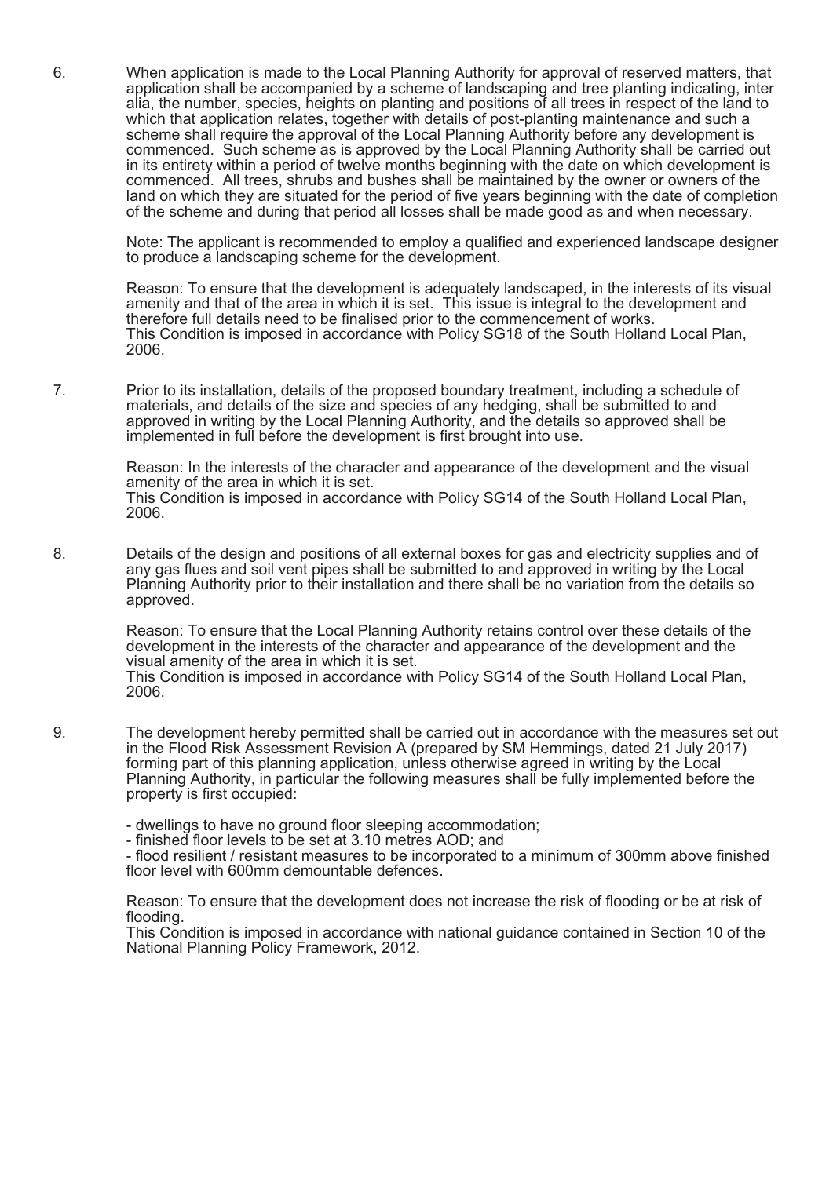6. When application is made to the Local Planning Authority for approval of reserved matters, that application shall be accompanied by a scheme of landscaping and tree planting indicating, inter alia, the number, species, heights on planting and positions of all trees in respect of the land to which that application relates, together with details of post-planting maintenance and such a scheme shall require the approval of the Local Planning Authority before any development is commenced. Such scheme as is approved by the Local Planning Authority shall be carried out in its entirety within a period of twelve months beginning with the date on which development is commenced. All trees, shrubs and bushes shall be maintained by the owner or owners of the land on which they are situated for the period of five years beginning with the date of completion of the scheme and during that period all losses shall be made good as and when necessary.

   Note: The applicant is recommended to employ a qualified and experienced landscape designer to produce a landscaping scheme for the development.

   Reason: To ensure that the development is adequately landscaped, in the interests of its visual amenity and that of the area in which it is set. This issue is integral to the development and therefore full details need to be finalised prior to the commencement of works.
   This Condition is imposed in accordance with Policy SG18 of the South Holland Local Plan, 2006.

7. Prior to its installation, details of the proposed boundary treatment, including a schedule of materials, and details of the size and species of any hedging, shall be submitted to and approved in writing by the Local Planning Authority, and the details so approved shall be implemented in full before the development is first brought into use.

   Reason: In the interests of the character and appearance of the development and the visual amenity of the area in which it is set.
   This Condition is imposed in accordance with Policy SG14 of the South Holland Local Plan, 2006.

8. Details of the design and positions of all external boxes for gas and electricity supplies and of any gas flues and soil vent pipes shall be submitted to and approved in writing by the Local Planning Authority prior to their installation and there shall be no variation from the details so approved.

   Reason: To ensure that the Local Planning Authority retains control over these details of the development in the interests of the character and appearance of the development and the visual amenity of the area in which it is set.
   This Condition is imposed in accordance with Policy SG14 of the South Holland Local Plan, 2006.

9. The development hereby permitted shall be carried out in accordance with the measures set out in the Flood Risk Assessment Revision A (prepared by SM Hemmings, dated 21 July 2017) forming part of this planning application, unless otherwise agreed in writing by the Local Planning Authority, in particular the following measures shall be fully implemented before the property is first occupied:

   - dwellings to have no ground floor sleeping accommodation;
   - finished floor levels to be set at 3.10 metres AOD; and
   - flood resilient / resistant measures to be incorporated to a minimum of 300mm above finished floor level with 600mm demountable defences.

   Reason: To ensure that the development does not increase the risk of flooding or be at risk of flooding.
   This Condition is imposed in accordance with national guidance contained in Section 10 of the National Planning Policy Framework, 2012.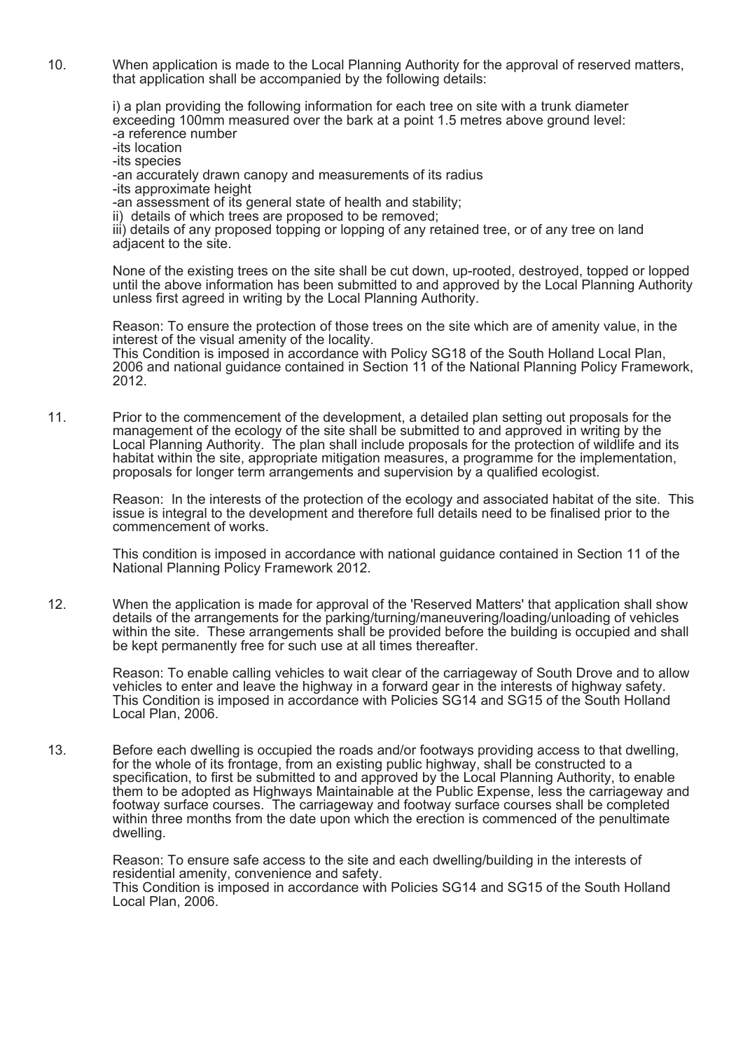10. When application is made to the Local Planning Authority for the approval of reserved matters, that application shall be accompanied by the following details:

    i) a plan providing the following information for each tree on site with a trunk diameter exceeding 100mm measured over the bark at a point 1.5 metres above ground level:
    -a reference number
    -its location
    -its species
    -an accurately drawn canopy and measurements of its radius
    -its approximate height
    -an assessment of its general state of health and stability;
    ii) details of which trees are proposed to be removed;
    iii) details of any proposed topping or lopping of any retained tree, or of any tree on land adjacent to the site.

    None of the existing trees on the site shall be cut down, up-rooted, destroyed, topped or lopped until the above information has been submitted to and approved by the Local Planning Authority unless first agreed in writing by the Local Planning Authority.

    Reason: To ensure the protection of those trees on the site which are of amenity value, in the interest of the visual amenity of the locality.
    This Condition is imposed in accordance with Policy SG18 of the South Holland Local Plan, 2006 and national guidance contained in Section 11 of the National Planning Policy Framework, 2012.

11. Prior to the commencement of the development, a detailed plan setting out proposals for the management of the ecology of the site shall be submitted to and approved in writing by the Local Planning Authority. The plan shall include proposals for the protection of wildlife and its habitat within the site, appropriate mitigation measures, a programme for the implementation, proposals for longer term arrangements and supervision by a qualified ecologist.

    Reason: In the interests of the protection of the ecology and associated habitat of the site. This issue is integral to the development and therefore full details need to be finalised prior to the commencement of works.

    This condition is imposed in accordance with national guidance contained in Section 11 of the National Planning Policy Framework 2012.

12. When the application is made for approval of the 'Reserved Matters' that application shall show details of the arrangements for the parking/turning/maneuvering/loading/unloading of vehicles within the site. These arrangements shall be provided before the building is occupied and shall be kept permanently free for such use at all times thereafter.

    Reason: To enable calling vehicles to wait clear of the carriageway of South Drove and to allow vehicles to enter and leave the highway in a forward gear in the interests of highway safety.
    This Condition is imposed in accordance with Policies SG14 and SG15 of the South Holland Local Plan, 2006.

13. Before each dwelling is occupied the roads and/or footways providing access to that dwelling, for the whole of its frontage, from an existing public highway, shall be constructed to a specification, to first be submitted to and approved by the Local Planning Authority, to enable them to be adopted as Highways Maintainable at the Public Expense, less the carriageway and footway surface courses. The carriageway and footway surface courses shall be completed within three months from the date upon which the erection is commenced of the penultimate dwelling.

    Reason: To ensure safe access to the site and each dwelling/building in the interests of residential amenity, convenience and safety.
    This Condition is imposed in accordance with Policies SG14 and SG15 of the South Holland Local Plan, 2006.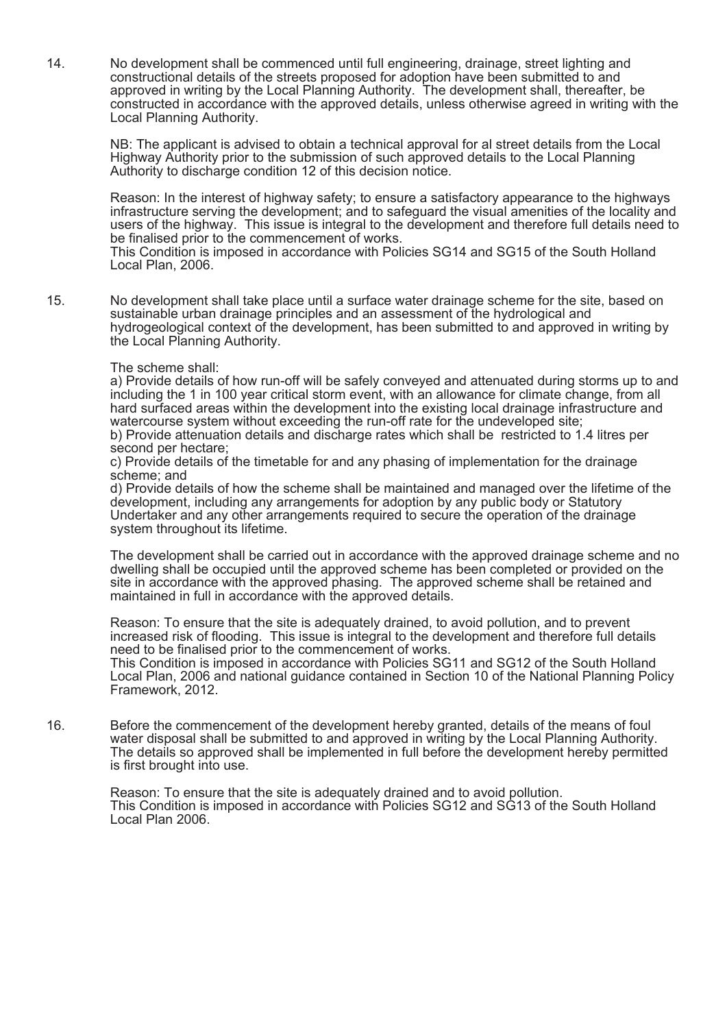14. No development shall be commenced until full engineering, drainage, street lighting and constructional details of the streets proposed for adoption have been submitted to and approved in writing by the Local Planning Authority. The development shall, thereafter, be constructed in accordance with the approved details, unless otherwise agreed in writing with the Local Planning Authority.

    NB: The applicant is advised to obtain a technical approval for al street details from the Local Highway Authority prior to the submission of such approved details to the Local Planning Authority to discharge condition 12 of this decision notice.

    Reason: In the interest of highway safety; to ensure a satisfactory appearance to the highways infrastructure serving the development; and to safeguard the visual amenities of the locality and users of the highway. This issue is integral to the development and therefore full details need to be finalised prior to the commencement of works.
    This Condition is imposed in accordance with Policies SG14 and SG15 of the South Holland Local Plan, 2006.

15. No development shall take place until a surface water drainage scheme for the site, based on sustainable urban drainage principles and an assessment of the hydrological and hydrogeological context of the development, has been submitted to and approved in writing by the Local Planning Authority.

    The scheme shall:
    a) Provide details of how run-off will be safely conveyed and attenuated during storms up to and including the 1 in 100 year critical storm event, with an allowance for climate change, from all hard surfaced areas within the development into the existing local drainage infrastructure and watercourse system without exceeding the run-off rate for the undeveloped site;
    b) Provide attenuation details and discharge rates which shall be restricted to 1.4 litres per second per hectare;
    c) Provide details of the timetable for and any phasing of implementation for the drainage scheme; and
    d) Provide details of how the scheme shall be maintained and managed over the lifetime of the development, including any arrangements for adoption by any public body or Statutory Undertaker and any other arrangements required to secure the operation of the drainage system throughout its lifetime.

    The development shall be carried out in accordance with the approved drainage scheme and no dwelling shall be occupied until the approved scheme has been completed or provided on the site in accordance with the approved phasing. The approved scheme shall be retained and maintained in full in accordance with the approved details.

    Reason: To ensure that the site is adequately drained, to avoid pollution, and to prevent increased risk of flooding. This issue is integral to the development and therefore full details need to be finalised prior to the commencement of works.
    This Condition is imposed in accordance with Policies SG11 and SG12 of the South Holland Local Plan, 2006 and national guidance contained in Section 10 of the National Planning Policy Framework, 2012.

16. Before the commencement of the development hereby granted, details of the means of foul water disposal shall be submitted to and approved in writing by the Local Planning Authority. The details so approved shall be implemented in full before the development hereby permitted is first brought into use.

    Reason: To ensure that the site is adequately drained and to avoid pollution.
    This Condition is imposed in accordance with Policies SG12 and SG13 of the South Holland Local Plan 2006.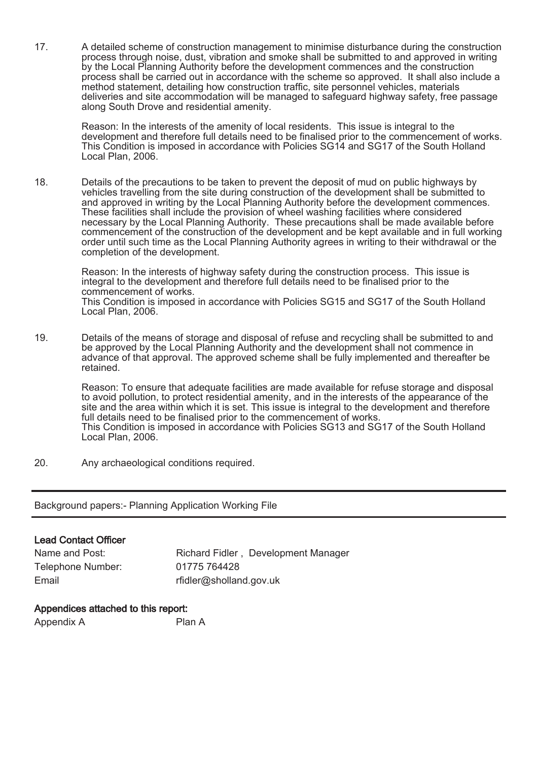17. A detailed scheme of construction management to minimise disturbance during the construction process through noise, dust, vibration and smoke shall be submitted to and approved in writing by the Local Planning Authority before the development commences and the construction process shall be carried out in accordance with the scheme so approved. It shall also include a method statement, detailing how construction traffic, site personnel vehicles, materials deliveries and site accommodation will be managed to safeguard highway safety, free passage along South Drove and residential amenity.

    Reason: In the interests of the amenity of local residents. This issue is integral to the development and therefore full details need to be finalised prior to the commencement of works. This Condition is imposed in accordance with Policies SG14 and SG17 of the South Holland Local Plan, 2006.

18. Details of the precautions to be taken to prevent the deposit of mud on public highways by vehicles travelling from the site during construction of the development shall be submitted to and approved in writing by the Local Planning Authority before the development commences. These facilities shall include the provision of wheel washing facilities where considered necessary by the Local Planning Authority. These precautions shall be made available before commencement of the construction of the development and be kept available and in full working order until such time as the Local Planning Authority agrees in writing to their withdrawal or the completion of the development.

    Reason: In the interests of highway safety during the construction process. This issue is integral to the development and therefore full details need to be finalised prior to the commencement of works.
    This Condition is imposed in accordance with Policies SG15 and SG17 of the South Holland Local Plan, 2006.

19. Details of the means of storage and disposal of refuse and recycling shall be submitted to and be approved by the Local Planning Authority and the development shall not commence in advance of that approval. The approved scheme shall be fully implemented and thereafter be retained.

    Reason: To ensure that adequate facilities are made available for refuse storage and disposal to avoid pollution, to protect residential amenity, and in the interests of the appearance of the site and the area within which it is set. This issue is integral to the development and therefore full details need to be finalised prior to the commencement of works.
    This Condition is imposed in accordance with Policies SG13 and SG17 of the South Holland Local Plan, 2006.

20. Any archaeological conditions required.

---

Background papers:- Planning Application Working File

---

**Lead Contact Officer**

| | |
|---|---|
| Name and Post: | Richard Fidler , Development Manager |
| Telephone Number: | 01775 764428 |
| Email | rfidler@sholland.gov.uk |

**Appendices attached to this report:**

| | |
|---|---|
| Appendix A | Plan A |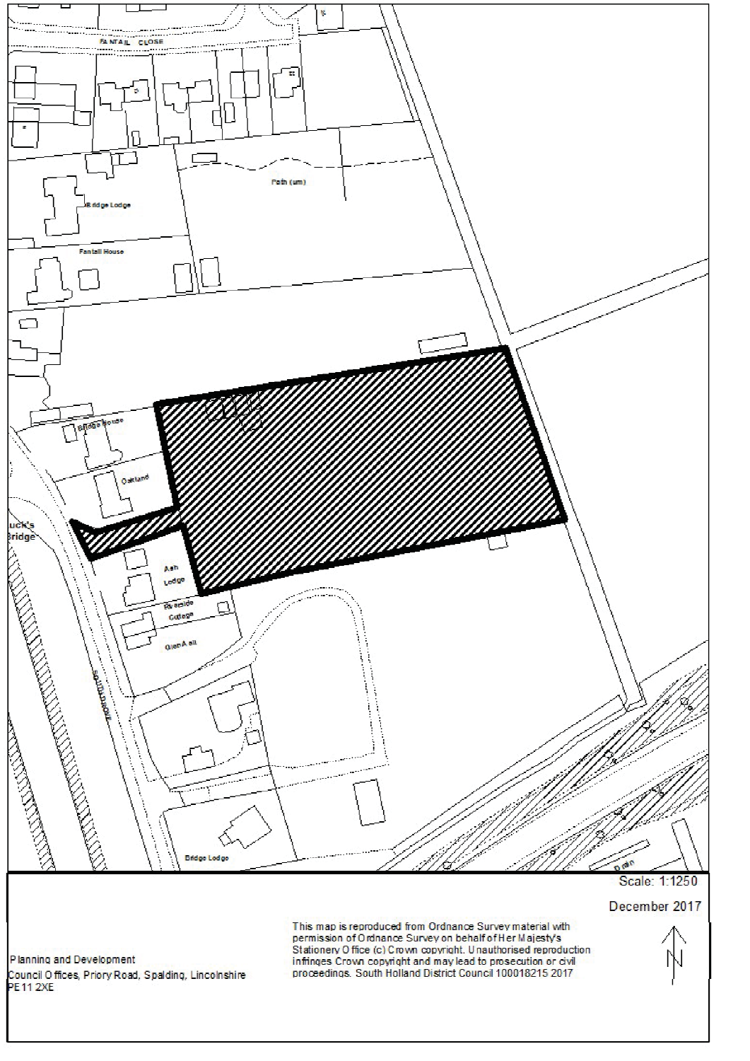FANTAIL CLOSE

Path (um)

Bridge Lodge

Fantail House

Bridge House

Oakland

uck's Bridge

Ash Lodge

Riverside Cottage

Glen Avon

SOUTHDROVE

Bridge Lodge

Drain

Scale: 1:1250

December 2017

Planning and Development
Council Offices, Priory Road, Spalding, Lincolnshire
PE11 2XE

This map is reproduced from Ordnance Survey material with permission of Ordnance Survey on behalf of Her Majesty's Stationery Office (c) Crown copyright. Unauthorised reproduction infringes Crown copyright and may lead to prosecution or civil proceedings. South Holland District Council 100018215 2017

N